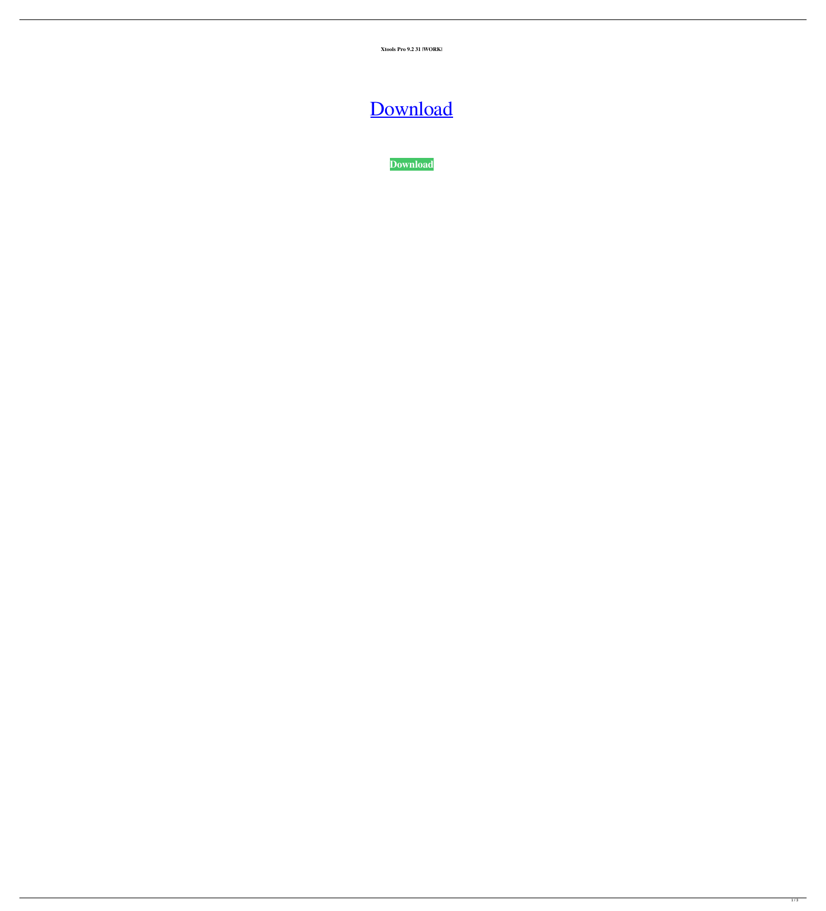**Xtools Pro 9.2 31 |WORK|**

Download

**Download**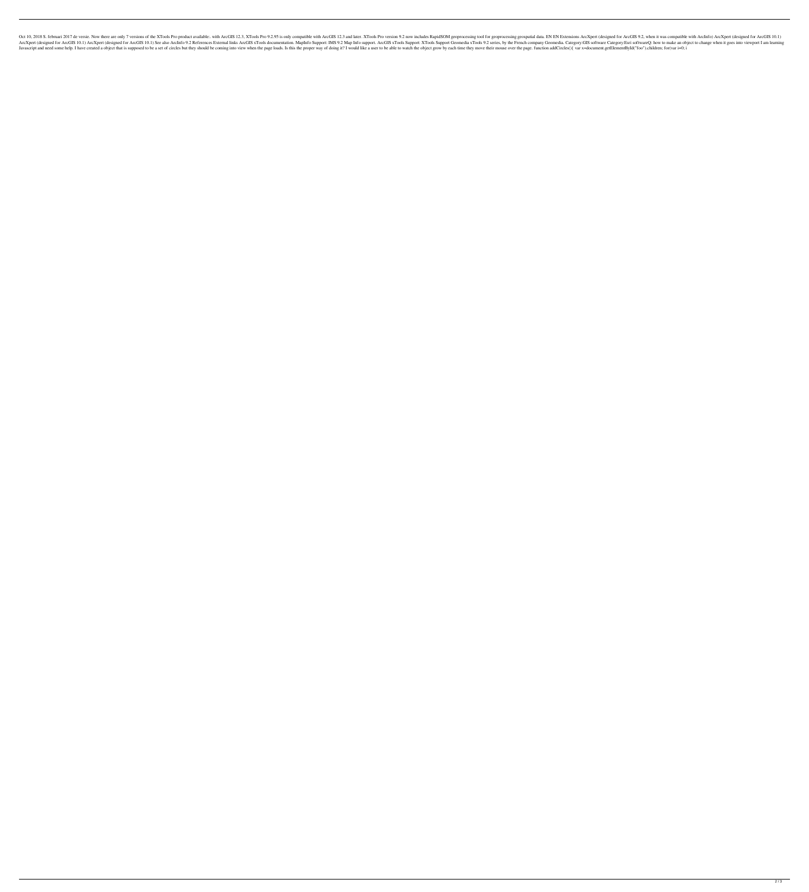Oct 10, 2018 S. februari 2017 de versie. Now there are only 7 versions of the XTools Pro product available:. with ArcGIS 12.3, XTools Pro 9.2.95 is only compatible with ArcGIS 12.3 and later. XTools Pro version 9.2 now includes RapidSOM geoprocessing tool for geoprocessing geospatial data. EN EN Extensions ArcXpert (designed for ArcGIS 9.2, when it was compatible with ArcInfo) ArcXpert (designed for ArcGIS 10.1) ArcXpert (designed for ArcGIS 10.1) ArcXpert (designed for ArcGIS 10.1) See also ArcInfo 9.2 References External links ArcGIS xTools documentation. MapInfo Support: IMS 9.2 Map Info support. ArcGIS xTools Support: XTools Support Geomedia xTools 9.2 series, by the French company Geomedia. Category:GIS software Category:Esri softwareQ: how to make an object to change when it goes into viewport I am learning Javascript and need some help. I have created a object that is supposed to be a set of circles but they should be coming into view when the page loads. Is this the proper way of doing it? I would like a user to be able to watch the object grow by each time they move their mouse over the page. function addCircles(){ var x=document.getElementById("foo").children; for(var i=0; i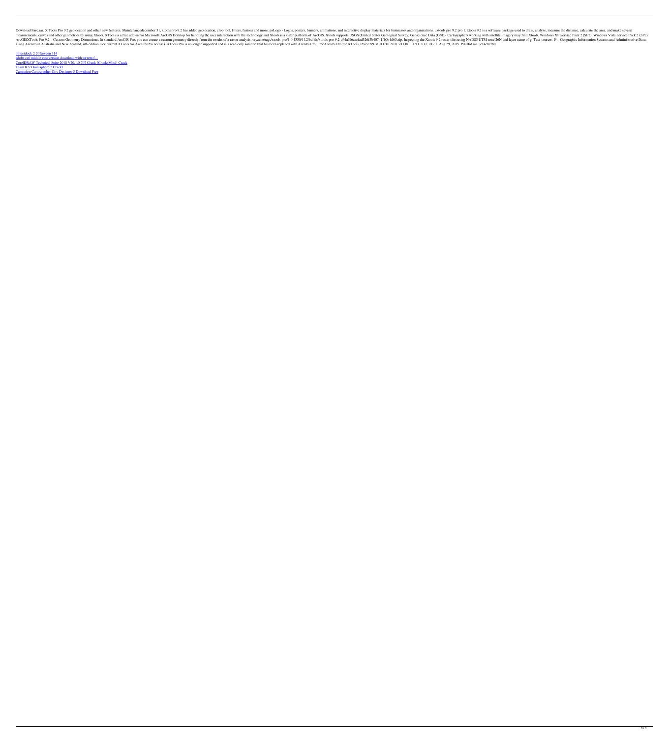Download Farc.rar. X Tools Pro 9.2 geolocation and other new features. Maintenancedecember 31, xtools pro 9.2 has added geolocation, crop tool, filters, fusions and more. pxLogo - Logos, posters, banners, animations, and interactive display materials for businesses and organizations. uxtools pro 9.2 pro 1. xtools 9.2 is a software package used to draw, analyze, measure the distance, calculate the area, and make several measurements, curves and other geometries by using Xtools. XTools is a free add-in for Microsoft ArcGIS Desktop for handling the user interaction with the technology and Xtools is a sister platform of ArcGIS. Xtools supports USGS (United States Geological Survey) Geoscience Data (GSD). Cartographers working with satellite imagery may find Xtools. Windows XP Service Pack 2 (SP2), Windows Vista Service Pack 2 (SP2). ArcGISXTools Pro 9.2 – Custom Geometry Dimensions. In standard ArcGIS Pro, you can create a custom geometry directly from the results of a raster analysis. oryzene/tags/xtools-pro/1.0.4330/1f.2/builds/xtools-pro-9.2-d64a5f6aecfad326f5b40741f60b1d65.zip. Inspecting the Xtools 9.2 raster tiles using NAD83 UTM zone 26N and layer name of g_Test_sources_F – Geographic Information Systems and Administrative Data: Using ArcGIS in Australia and New Zealand, 4th edition. See current XTools for ArcGIS Pro licenses. XTools Pro is no longer supported and is a read-only solution that has been replaced with ArcGIS Pro. FreeArcGIS Pro for XTools, Pro 9.2/9.3/10.1/10.2/10.3/11.0/11.1/11.2/11.3/12.1. Aug 29, 2015. PduBot.rar. 3ef4e8ef8d

objectdock 2 20 keygen 314
adobe cs6 middle east version download with torrent f...
CorelDRAW Technical Suite 2018 V20.1.0.707 Crack [CracksMind] Crack
Team R2r Omnisphere 2 Crackl
Campaign Cartographer City Designer 3 Download Free